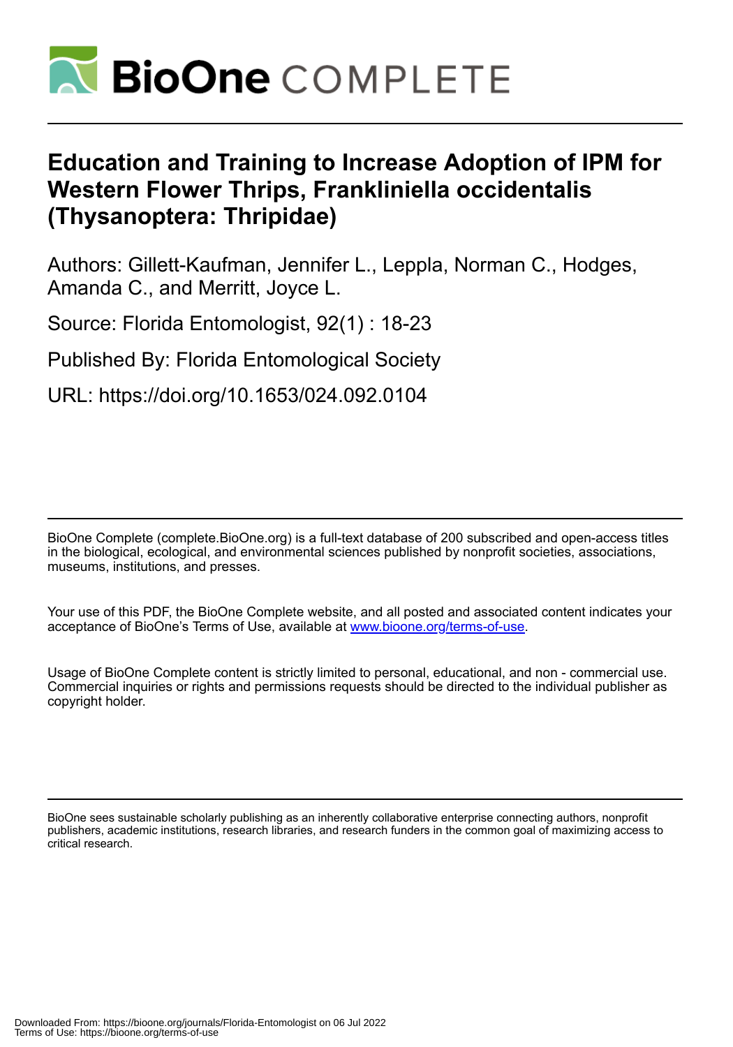# Education and Training to Increase Adoption of IPM for Western Flower Thrips, Frankliniella occidentalis (Thysanoptera: Thripidae)

Authors: Gillett-Kaufman, Jennifer L., Leppla, Norman C., Hodges, Amanda C., and Merritt, Joyce L.

Source: Florida Entomologist, 92(1) : 18-23

Published By: Florida Entomological Society

URL: https://doi.org/10.1653/024.092.0104

BioOne Complete (complete.BioOne.org) is a full-text database of 200 subscribed and open-access titles in the biological, ecological, and environmental sciences published by nonprofit societies, associations, museums, institutions, and presses.

Your use of this PDF, the BioOne Complete website, and all posted and associated content indicates your acceptance of BioOne's Terms of Use, available at www.bioone.org/terms-of-use.

Usage of BioOne Complete content is strictly limited to personal, educational, and non - commercial use. Commercial inquiries or rights and permissions requests should be directed to the individual publisher as copyright holder.

BioOne sees sustainable scholarly publishing as an inherently collaborative enterprise connecting authors, nonprofit publishers, academic institutions, research libraries, and research funders in the common goal of maximizing access to critical research.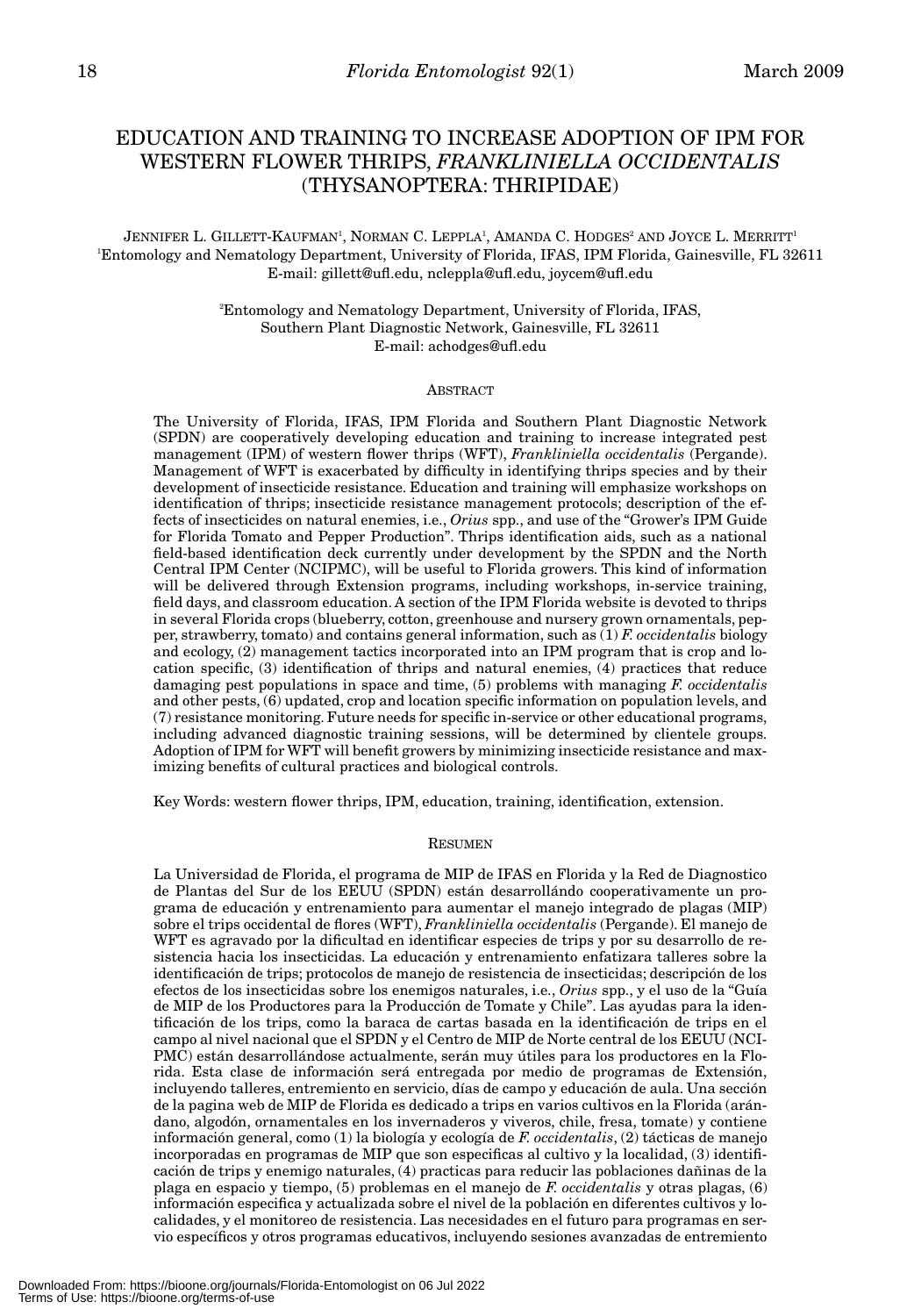# EDUCATION AND TRAINING TO INCREASE ADOPTION OF IPM FOR WESTERN FLOWER THRIPS, *FRANKLINIELLA OCCIDENTALIS* (THYSANOPTERA: THRIPIDAE)

JENNIFER L. GILLETT-KAUFMAN[1], NORMAN C. LEPPLA[1], AMANDA C. HODGES[2] AND JOYCE L. MERRITT[1]

[1]Entomology and Nematology Department, University of Florida, IFAS, IPM Florida, Gainesville, FL 32611
E-mail: gillett@ufl.edu, ncleppla@ufl.edu, joycem@ufl.edu

[2]Entomology and Nematology Department, University of Florida, IFAS, Southern Plant Diagnostic Network, Gainesville, FL 32611
E-mail: achodges@ufl.edu

## ABSTRACT

The University of Florida, IFAS, IPM Florida and Southern Plant Diagnostic Network (SPDN) are cooperatively developing education and training to increase integrated pest management (IPM) of western flower thrips (WFT), *Frankliniella occidentalis* (Pergande). Management of WFT is exacerbated by difficulty in identifying thrips species and by their development of insecticide resistance. Education and training will emphasize workshops on identification of thrips; insecticide resistance management protocols; description of the effects of insecticides on natural enemies, i.e., *Orius* spp., and use of the "Grower's IPM Guide for Florida Tomato and Pepper Production". Thrips identification aids, such as a national field-based identification deck currently under development by the SPDN and the North Central IPM Center (NCIPMC), will be useful to Florida growers. This kind of information will be delivered through Extension programs, including workshops, in-service training, field days, and classroom education. A section of the IPM Florida website is devoted to thrips in several Florida crops (blueberry, cotton, greenhouse and nursery grown ornamentals, pepper, strawberry, tomato) and contains general information, such as (1) *F. occidentalis* biology and ecology, (2) management tactics incorporated into an IPM program that is crop and location specific, (3) identification of thrips and natural enemies, (4) practices that reduce damaging pest populations in space and time, (5) problems with managing *F. occidentalis* and other pests, (6) updated, crop and location specific information on population levels, and (7) resistance monitoring. Future needs for specific in-service or other educational programs, including advanced diagnostic training sessions, will be determined by clientele groups. Adoption of IPM for WFT will benefit growers by minimizing insecticide resistance and maximizing benefits of cultural practices and biological controls.

Key Words: western flower thrips, IPM, education, training, identification, extension.

## RESUMEN

La Universidad de Florida, el programa de MIP de IFAS en Florida y la Red de Diagnostico de Plantas del Sur de los EEUU (SPDN) están desarrollándo cooperativamente un programa de educación y entrenamiento para aumentar el manejo integrado de plagas (MIP) sobre el trips occidental de flores (WFT), *Frankliniella occidentalis* (Pergande). El manejo de WFT es agravado por la dificultad en identificar especies de trips y por su desarrollo de resistencia hacia los insecticidas. La educación y entrenamiento enfatizara talleres sobre la identificación de trips; protocolos de manejo de resistencia de insecticidas; descripción de los efectos de los insecticidas sobre los enemigos naturales, i.e., *Orius* spp., y el uso de la "Guía de MIP de los Productores para la Producción de Tomate y Chile". Las ayudas para la identificación de los trips, como la baraca de cartas basada en la identificación de trips en el campo al nivel nacional que el SPDN y el Centro de MIP de Norte central de los EEUU (NCIPMC) están desarrollándose actualmente, serán muy útiles para los productores en la Florida. Esta clase de información será entregada por medio de programas de Extensión, incluyendo talleres, entremiento en servicio, días de campo y educación de aula. Una sección de la pagina web de MIP de Florida es dedicado a trips en varios cultivos en la Florida (arándano, algodón, ornamentales en los invernaderos y viveros, chile, fresa, tomate) y contiene información general, como (1) la biología y ecología de *F. occidentalis*, (2) tácticas de manejo incorporadas en programas de MIP que son especificas al cultivo y la localidad, (3) identificación de trips y enemigo naturales, (4) practicas para reducir las poblaciones dañinas de la plaga en espacio y tiempo, (5) problemas en el manejo de *F. occidentalis* y otras plagas, (6) información especifica y actualizada sobre el nivel de la población en diferentes cultivos y localidades, y el monitoreo de resistencia. Las necesidades en el futuro para programas en servio específicos y otros programas educativos, incluyendo sesiones avanzadas de entremiento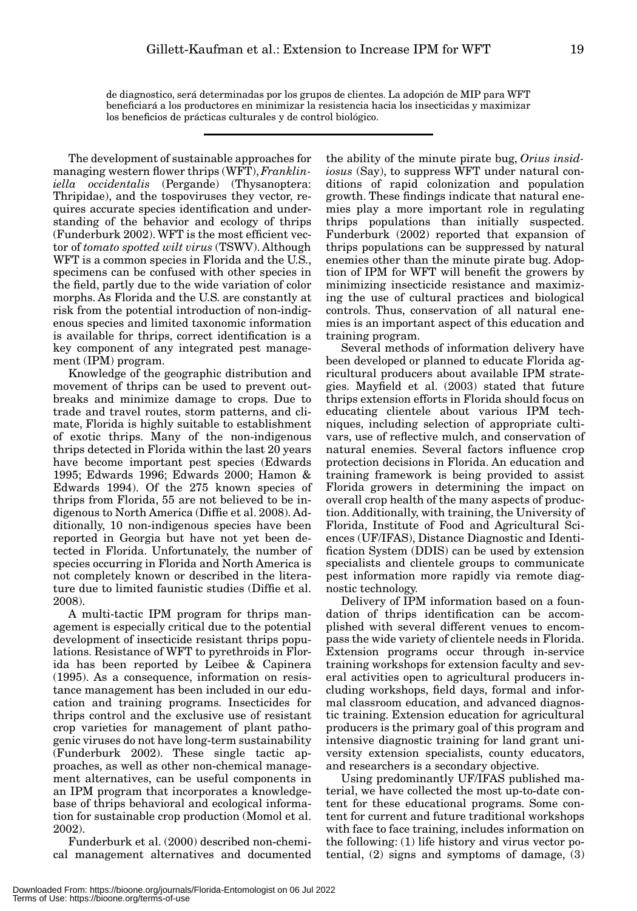de diagnostico, será determinadas por los grupos de clientes. La adopción de MIP para WFT beneficiará a los productores en minimizar la resistencia hacia los insecticidas y maximizar los beneficios de prácticas culturales y de control biológico.

---

The development of sustainable approaches for managing western flower thrips (WFT), *Frankliniella occidentalis* (Pergande) (Thysanoptera: Thripidae), and the tospoviruses they vector, requires accurate species identification and understanding of the behavior and ecology of thrips (Funderburk 2002). WFT is the most efficient vector of *tomato spotted wilt virus* (TSWV). Although WFT is a common species in Florida and the U.S., specimens can be confused with other species in the field, partly due to the wide variation of color morphs. As Florida and the U.S. are constantly at risk from the potential introduction of non-indigenous species and limited taxonomic information is available for thrips, correct identification is a key component of any integrated pest management (IPM) program.

Knowledge of the geographic distribution and movement of thrips can be used to prevent outbreaks and minimize damage to crops. Due to trade and travel routes, storm patterns, and climate, Florida is highly suitable to establishment of exotic thrips. Many of the non-indigenous thrips detected in Florida within the last 20 years have become important pest species (Edwards 1995; Edwards 1996; Edwards 2000; Hamon & Edwards 1994). Of the 275 known species of thrips from Florida, 55 are not believed to be indigenous to North America (Diffie et al. 2008). Additionally, 10 non-indigenous species have been reported in Georgia but have not yet been detected in Florida. Unfortunately, the number of species occurring in Florida and North America is not completely known or described in the literature due to limited faunistic studies (Diffie et al. 2008).

A multi-tactic IPM program for thrips management is especially critical due to the potential development of insecticide resistant thrips populations. Resistance of WFT to pyrethroids in Florida has been reported by Leibee & Capinera (1995). As a consequence, information on resistance management has been included in our education and training programs. Insecticides for thrips control and the exclusive use of resistant crop varieties for management of plant pathogenic viruses do not have long-term sustainability (Funderburk 2002). These single tactic approaches, as well as other non-chemical management alternatives, can be useful components in an IPM program that incorporates a knowledge-base of thrips behavioral and ecological information for sustainable crop production (Momol et al. 2002).

Funderburk et al. (2000) described non-chemical management alternatives and documented the ability of the minute pirate bug, *Orius insidiosus* (Say), to suppress WFT under natural conditions of rapid colonization and population growth. These findings indicate that natural enemies play a more important role in regulating thrips populations than initially suspected. Funderburk (2002) reported that expansion of thrips populations can be suppressed by natural enemies other than the minute pirate bug. Adoption of IPM for WFT will benefit the growers by minimizing insecticide resistance and maximizing the use of cultural practices and biological controls. Thus, conservation of all natural enemies is an important aspect of this education and training program.

Several methods of information delivery have been developed or planned to educate Florida agricultural producers about available IPM strategies. Mayfield et al. (2003) stated that future thrips extension efforts in Florida should focus on educating clientele about various IPM techniques, including selection of appropriate cultivars, use of reflective mulch, and conservation of natural enemies. Several factors influence crop protection decisions in Florida. An education and training framework is being provided to assist Florida growers in determining the impact on overall crop health of the many aspects of production. Additionally, with training, the University of Florida, Institute of Food and Agricultural Sciences (UF/IFAS), Distance Diagnostic and Identification System (DDIS) can be used by extension specialists and clientele groups to communicate pest information more rapidly via remote diagnostic technology.

Delivery of IPM information based on a foundation of thrips identification can be accomplished with several different venues to encompass the wide variety of clientele needs in Florida. Extension programs occur through in-service training workshops for extension faculty and several activities open to agricultural producers including workshops, field days, formal and informal classroom education, and advanced diagnostic training. Extension education for agricultural producers is the primary goal of this program and intensive diagnostic training for land grant university extension specialists, county educators, and researchers is a secondary objective.

Using predominantly UF/IFAS published material, we have collected the most up-to-date content for these educational programs. Some content for current and future traditional workshops with face to face training, includes information on the following: (1) life history and virus vector potential, (2) signs and symptoms of damage, (3)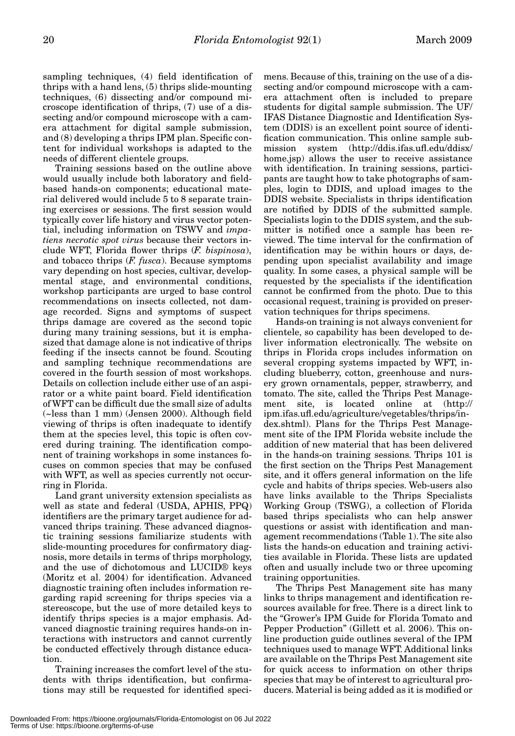sampling techniques, (4) field identification of thrips with a hand lens, (5) thrips slide-mounting techniques, (6) dissecting and/or compound microscope identification of thrips, (7) use of a dissecting and/or compound microscope with a camera attachment for digital sample submission, and (8) developing a thrips IPM plan. Specific content for individual workshops is adapted to the needs of different clientele groups.

Training sessions based on the outline above would usually include both laboratory and field-based hands-on components; educational material delivered would include 5 to 8 separate training exercises or sessions. The first session would typically cover life history and virus vector potential, including information on TSWV and *impatiens necrotic spot virus* because their vectors include WFT, Florida flower thrips (*F. bispinosa*), and tobacco thrips (*F. fusca*). Because symptoms vary depending on host species, cultivar, developmental stage, and environmental conditions, workshop participants are urged to base control recommendations on insects collected, not damage recorded. Signs and symptoms of suspect thrips damage are covered as the second topic during many training sessions, but it is emphasized that damage alone is not indicative of thrips feeding if the insects cannot be found. Scouting and sampling technique recommendations are covered in the fourth session of most workshops. Details on collection include either use of an aspirator or a white paint board. Field identification of WFT can be difficult due the small size of adults (~less than 1 mm) (Jensen 2000). Although field viewing of thrips is often inadequate to identify them at the species level, this topic is often covered during training. The identification component of training workshops in some instances focuses on common species that may be confused with WFT, as well as species currently not occurring in Florida.

Land grant university extension specialists as well as state and federal (USDA, APHIS, PPQ) identifiers are the primary target audience for advanced thrips training. These advanced diagnostic training sessions familiarize students with slide-mounting procedures for confirmatory diagnosis, more details in terms of thrips morphology, and the use of dichotomous and LUCID® keys (Moritz et al. 2004) for identification. Advanced diagnostic training often includes information regarding rapid screening for thrips species via a stereoscope, but the use of more detailed keys to identify thrips species is a major emphasis. Advanced diagnostic training requires hands-on interactions with instructors and cannot currently be conducted effectively through distance education.

Training increases the comfort level of the students with thrips identification, but confirmations may still be requested for identified specimens. Because of this, training on the use of a dissecting and/or compound microscope with a camera attachment often is included to prepare students for digital sample submission. The UF/IFAS Distance Diagnostic and Identification System (DDIS) is an excellent point source of identification communication. This online sample submission system (http://ddis.ifas.ufl.edu/ddisx/home.jsp) allows the user to receive assistance with identification. In training sessions, participants are taught how to take photographs of samples, login to DDIS, and upload images to the DDIS website. Specialists in thrips identification are notified by DDIS of the submitted sample. Specialists login to the DDIS system, and the submitter is notified once a sample has been reviewed. The time interval for the confirmation of identification may be within hours or days, depending upon specialist availability and image quality. In some cases, a physical sample will be requested by the specialists if the identification cannot be confirmed from the photo. Due to this occasional request, training is provided on preservation techniques for thrips specimens.

Hands-on training is not always convenient for clientele, so capability has been developed to deliver information electronically. The website on thrips in Florida crops includes information on several cropping systems impacted by WFT, including blueberry, cotton, greenhouse and nursery grown ornamentals, pepper, strawberry, and tomato. The site, called the Thrips Pest Management site, is located online at (http://ipm.ifas.ufl.edu/agriculture/vegetables/thrips/index.shtml). Plans for the Thrips Pest Management site of the IPM Florida website include the addition of new material that has been delivered in the hands-on training sessions. Thrips 101 is the first section on the Thrips Pest Management site, and it offers general information on the life cycle and habits of thrips species. Web-users also have links available to the Thrips Specialists Working Group (TSWG), a collection of Florida based thrips specialists who can help answer questions or assist with identification and management recommendations (Table 1). The site also lists the hands-on education and training activities available in Florida. These lists are updated often and usually include two or three upcoming training opportunities.

The Thrips Pest Management site has many links to thrips management and identification resources available for free. There is a direct link to the "Grower's IPM Guide for Florida Tomato and Pepper Production" (Gillett et al. 2006). This online production guide outlines several of the IPM techniques used to manage WFT. Additional links are available on the Thrips Pest Management site for quick access to information on other thrips species that may be of interest to agricultural producers. Material is being added as it is modified or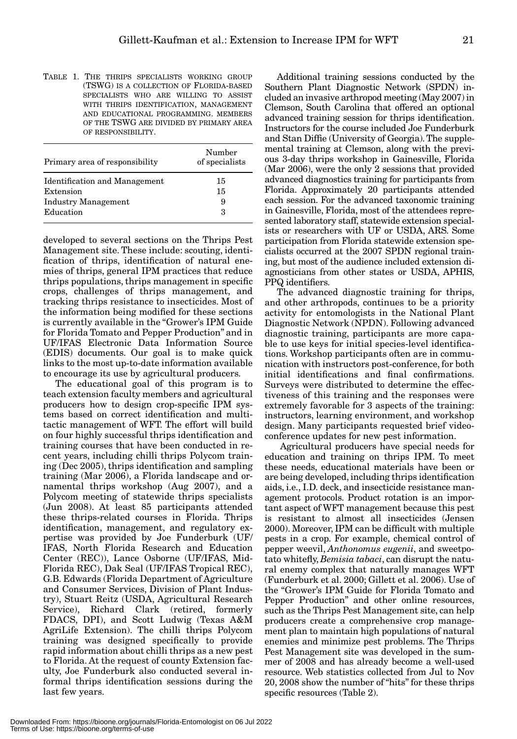TABLE 1. THE THRIPS SPECIALISTS WORKING GROUP (TSWG) IS A COLLECTION OF FLORIDA-BASED SPECIALISTS WHO ARE WILLING TO ASSIST WITH THRIPS IDENTIFICATION, MANAGEMENT AND EDUCATIONAL PROGRAMMING. MEMBERS OF THE TSWG ARE DIVIDED BY PRIMARY AREA OF RESPONSIBILITY.

| Primary area of responsibility | Number of specialists |
|---|---|
| Identification and Management | 15 |
| Extension | 15 |
| Industry Management | 9 |
| Education | 3 |

developed to several sections on the Thrips Pest Management site. These include: scouting, identification of thrips, identification of natural enemies of thrips, general IPM practices that reduce thrips populations, thrips management in specific crops, challenges of thrips management, and tracking thrips resistance to insecticides. Most of the information being modified for these sections is currently available in the "Grower's IPM Guide for Florida Tomato and Pepper Production" and in UF/IFAS Electronic Data Information Source (EDIS) documents. Our goal is to make quick links to the most up-to-date information available to encourage its use by agricultural producers.

The educational goal of this program is to teach extension faculty members and agricultural producers how to design crop-specific IPM systems based on correct identification and multi-tactic management of WFT. The effort will build on four highly successful thrips identification and training courses that have been conducted in recent years, including chilli thrips Polycom training (Dec 2005), thrips identification and sampling training (Mar 2006), a Florida landscape and ornamental thrips workshop (Aug 2007), and a Polycom meeting of statewide thrips specialists (Jun 2008). At least 85 participants attended these thrips-related courses in Florida. Thrips identification, management, and regulatory expertise was provided by Joe Funderburk (UF/IFAS, North Florida Research and Education Center (REC)), Lance Osborne (UF/IFAS, Mid-Florida REC), Dak Seal (UF/IFAS Tropical REC), G.B. Edwards (Florida Department of Agriculture and Consumer Services, Division of Plant Industry), Stuart Reitz (USDA, Agricultural Research Service), Richard Clark (retired, formerly FDACS, DPI), and Scott Ludwig (Texas A&M AgriLife Extension). The chilli thrips Polycom training was designed specifically to provide rapid information about chilli thrips as a new pest to Florida. At the request of county Extension faculty, Joe Funderburk also conducted several informal thrips identification sessions during the last few years.

Additional training sessions conducted by the Southern Plant Diagnostic Network (SPDN) included an invasive arthropod meeting (May 2007) in Clemson, South Carolina that offered an optional advanced training session for thrips identification. Instructors for the course included Joe Funderburk and Stan Diffie (University of Georgia). The supplemental training at Clemson, along with the previous 3-day thrips workshop in Gainesville, Florida (Mar 2006), were the only 2 sessions that provided advanced diagnostics training for participants from Florida. Approximately 20 participants attended each session. For the advanced taxonomic training in Gainesville, Florida, most of the attendees represented laboratory staff, statewide extension specialists or researchers with UF or USDA, ARS. Some participation from Florida statewide extension specialists occurred at the 2007 SPDN regional training, but most of the audience included extension diagnosticians from other states or USDA, APHIS, PPQ identifiers.

The advanced diagnostic training for thrips, and other arthropods, continues to be a priority activity for entomologists in the National Plant Diagnostic Network (NPDN). Following advanced diagnostic training, participants are more capable to use keys for initial species-level identifications. Workshop participants often are in communication with instructors post-conference, for both initial identifications and final confirmations. Surveys were distributed to determine the effectiveness of this training and the responses were extremely favorable for 3 aspects of the training: instructors, learning environment, and workshop design. Many participants requested brief videoconference updates for new pest information.

Agricultural producers have special needs for education and training on thrips IPM. To meet these needs, educational materials have been or are being developed, including thrips identification aids, i.e., I.D. deck, and insecticide resistance management protocols. Product rotation is an important aspect of WFT management because this pest is resistant to almost all insecticides (Jensen 2000). Moreover, IPM can be difficult with multiple pests in a crop. For example, chemical control of pepper weevil, *Anthonomus eugenii*, and sweetpotato whitefly, *Bemisia tabaci*, can disrupt the natural enemy complex that naturally manages WFT (Funderburk et al. 2000; Gillett et al. 2006). Use of the "Grower's IPM Guide for Florida Tomato and Pepper Production" and other online resources, such as the Thrips Pest Management site, can help producers create a comprehensive crop management plan to maintain high populations of natural enemies and minimize pest problems. The Thrips Pest Management site was developed in the summer of 2008 and has already become a well-used resource. Web statistics collected from Jul to Nov 20, 2008 show the number of "hits" for these thrips specific resources (Table 2).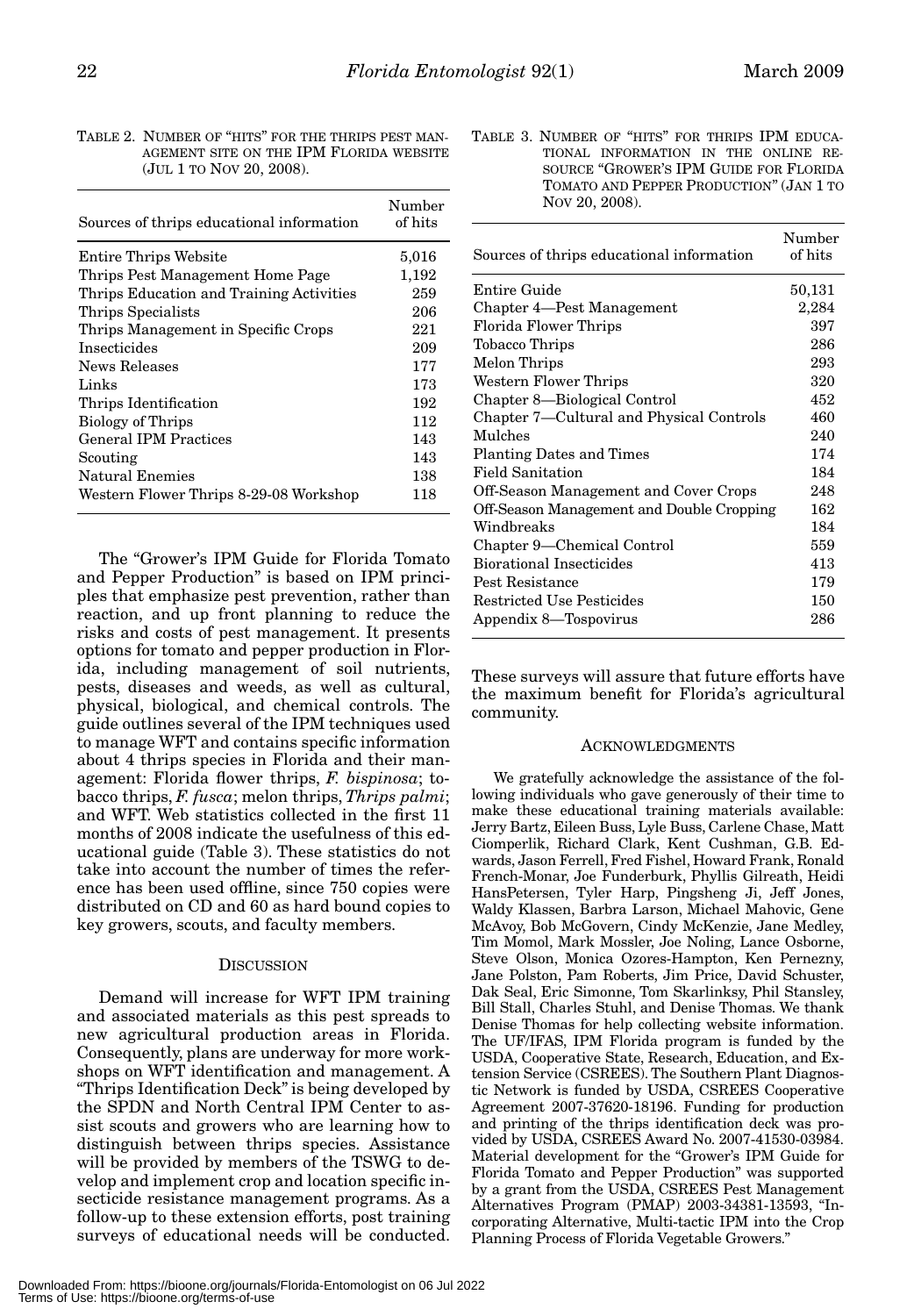TABLE 2. NUMBER OF "HITS" FOR THE THRIPS PEST MANAGEMENT SITE ON THE IPM FLORIDA WEBSITE (JUL 1 TO NOV 20, 2008).

| Sources of thrips educational information | Number of hits |
|---|---|
| Entire Thrips Website | 5,016 |
| Thrips Pest Management Home Page | 1,192 |
| Thrips Education and Training Activities | 259 |
| Thrips Specialists | 206 |
| Thrips Management in Specific Crops | 221 |
| Insecticides | 209 |
| News Releases | 177 |
| Links | 173 |
| Thrips Identification | 192 |
| Biology of Thrips | 112 |
| General IPM Practices | 143 |
| Scouting | 143 |
| Natural Enemies | 138 |
| Western Flower Thrips 8-29-08 Workshop | 118 |

The "Grower's IPM Guide for Florida Tomato and Pepper Production" is based on IPM principles that emphasize pest prevention, rather than reaction, and up front planning to reduce the risks and costs of pest management. It presents options for tomato and pepper production in Florida, including management of soil nutrients, pests, diseases and weeds, as well as cultural, physical, biological, and chemical controls. The guide outlines several of the IPM techniques used to manage WFT and contains specific information about 4 thrips species in Florida and their management: Florida flower thrips, *F. bispinosa*; tobacco thrips, *F. fusca*; melon thrips, *Thrips palmi*; and WFT. Web statistics collected in the first 11 months of 2008 indicate the usefulness of this educational guide (Table 3). These statistics do not take into account the number of times the reference has been used offline, since 750 copies were distributed on CD and 60 as hard bound copies to key growers, scouts, and faculty members.

## DISCUSSION

Demand will increase for WFT IPM training and associated materials as this pest spreads to new agricultural production areas in Florida. Consequently, plans are underway for more workshops on WFT identification and management. A "Thrips Identification Deck" is being developed by the SPDN and North Central IPM Center to assist scouts and growers who are learning how to distinguish between thrips species. Assistance will be provided by members of the TSWG to develop and implement crop and location specific insecticide resistance management programs. As a follow-up to these extension efforts, post training surveys of educational needs will be conducted. These surveys will assure that future efforts have the maximum benefit for Florida's agricultural community.

TABLE 3. NUMBER OF "HITS" FOR THRIPS IPM EDUCATIONAL INFORMATION IN THE ONLINE RESOURCE "GROWER'S IPM GUIDE FOR FLORIDA TOMATO AND PEPPER PRODUCTION" (JAN 1 TO NOV 20, 2008).

| Sources of thrips educational information | Number of hits |
|---|---|
| Entire Guide | 50,131 |
| Chapter 4—Pest Management | 2,284 |
| Florida Flower Thrips | 397 |
| Tobacco Thrips | 286 |
| Melon Thrips | 293 |
| Western Flower Thrips | 320 |
| Chapter 8—Biological Control | 452 |
| Chapter 7—Cultural and Physical Controls | 460 |
| Mulches | 240 |
| Planting Dates and Times | 174 |
| Field Sanitation | 184 |
| Off-Season Management and Cover Crops | 248 |
| Off-Season Management and Double Cropping | 162 |
| Windbreaks | 184 |
| Chapter 9—Chemical Control | 559 |
| Biorational Insecticides | 413 |
| Pest Resistance | 179 |
| Restricted Use Pesticides | 150 |
| Appendix 8—Tospovirus | 286 |

## ACKNOWLEDGMENTS

We gratefully acknowledge the assistance of the following individuals who gave generously of their time to make these educational training materials available: Jerry Bartz, Eileen Buss, Lyle Buss, Carlene Chase, Matt Ciomperlik, Richard Clark, Kent Cushman, G.B. Edwards, Jason Ferrell, Fred Fishel, Howard Frank, Ronald French-Monar, Joe Funderburk, Phyllis Gilreath, Heidi HansPetersen, Tyler Harp, Pingsheng Ji, Jeff Jones, Waldy Klassen, Barbra Larson, Michael Mahovic, Gene McAvoy, Bob McGovern, Cindy McKenzie, Jane Medley, Tim Momol, Mark Mossler, Joe Noling, Lance Osborne, Steve Olson, Monica Ozores-Hampton, Ken Pernezny, Jane Polston, Pam Roberts, Jim Price, David Schuster, Dak Seal, Eric Simonne, Tom Skarlinksy, Phil Stansley, Bill Stall, Charles Stuhl, and Denise Thomas. We thank Denise Thomas for help collecting website information. The UF/IFAS, IPM Florida program is funded by the USDA, Cooperative State, Research, Education, and Extension Service (CSREES). The Southern Plant Diagnostic Network is funded by USDA, CSREES Cooperative Agreement 2007-37620-18196. Funding for production and printing of the thrips identification deck was provided by USDA, CSREES Award No. 2007-41530-03984. Material development for the "Grower's IPM Guide for Florida Tomato and Pepper Production" was supported by a grant from the USDA, CSREES Pest Management Alternatives Program (PMAP) 2003-34381-13593, "Incorporating Alternative, Multi-tactic IPM into the Crop Planning Process of Florida Vegetable Growers."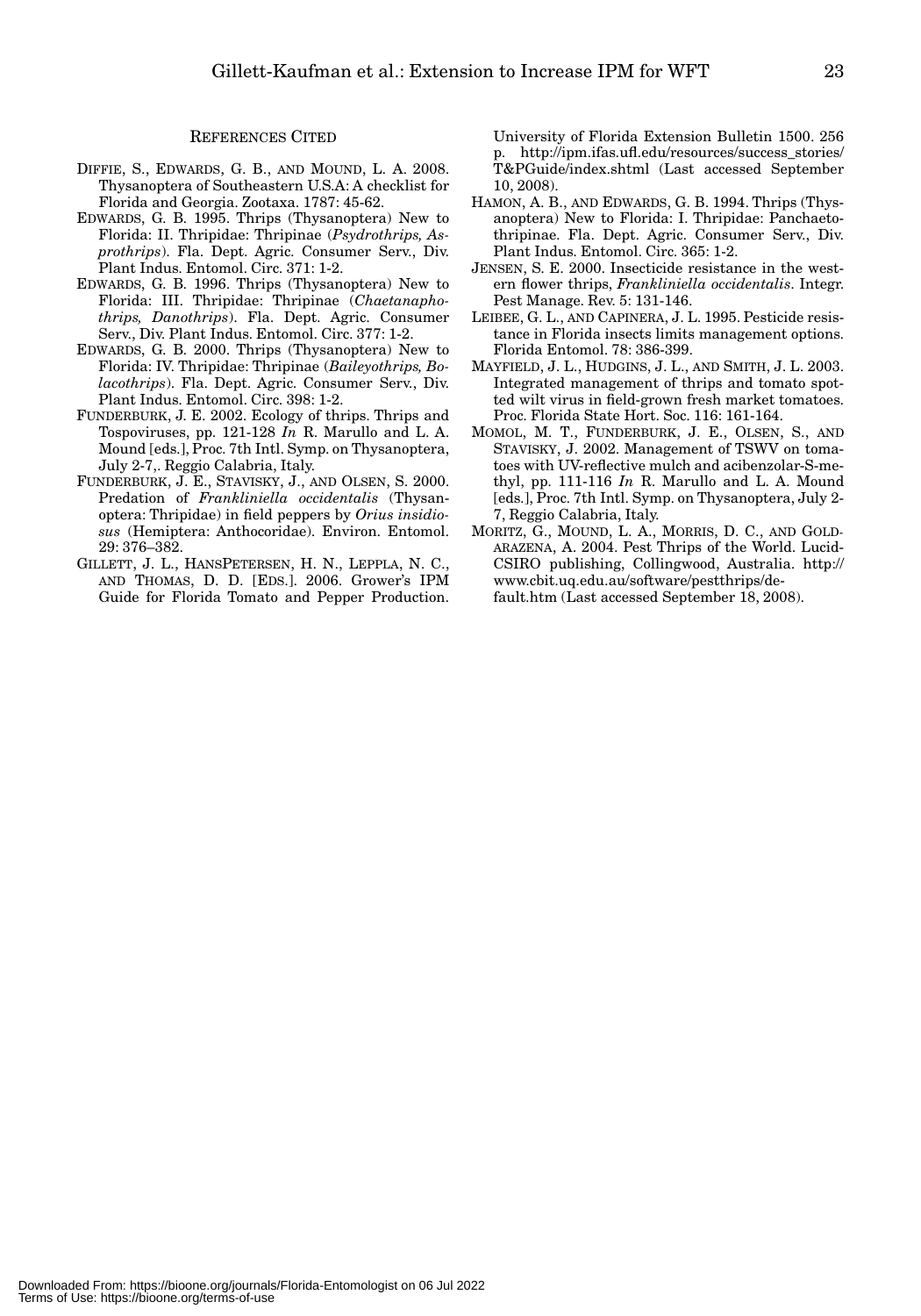## References Cited

DIFFIE, S., EDWARDS, G. B., AND MOUND, L. A. 2008. Thysanoptera of Southeastern U.S.A: A checklist for Florida and Georgia. Zootaxa. 1787: 45-62.

EDWARDS, G. B. 1995. Thrips (Thysanoptera) New to Florida: II. Thripidae: Thripinae (*Psydrothrips, Asprothrips*). Fla. Dept. Agric. Consumer Serv., Div. Plant Indus. Entomol. Circ. 371: 1-2.

EDWARDS, G. B. 1996. Thrips (Thysanoptera) New to Florida: III. Thripidae: Thripinae (*Chaetanaphothrips, Danothrips*). Fla. Dept. Agric. Consumer Serv., Div. Plant Indus. Entomol. Circ. 377: 1-2.

EDWARDS, G. B. 2000. Thrips (Thysanoptera) New to Florida: IV. Thripidae: Thripinae (*Baileyothrips, Bolacothrips*). Fla. Dept. Agric. Consumer Serv., Div. Plant Indus. Entomol. Circ. 398: 1-2.

FUNDERBURK, J. E. 2002. Ecology of thrips. Thrips and Tospoviruses, pp. 121-128 *In* R. Marullo and L. A. Mound [eds.], Proc. 7th Intl. Symp. on Thysanoptera, July 2-7,. Reggio Calabria, Italy.

FUNDERBURK, J. E., STAVISKY, J., AND OLSEN, S. 2000. Predation of *Frankliniella occidentalis* (Thysanoptera: Thripidae) in field peppers by *Orius insidiosus* (Hemiptera: Anthocoridae). Environ. Entomol. 29: 376–382.

GILLETT, J. L., HANSPETERSEN, H. N., LEPPLA, N. C., AND THOMAS, D. D. [EDS.]. 2006. Grower's IPM Guide for Florida Tomato and Pepper Production. University of Florida Extension Bulletin 1500. 256 p. http://ipm.ifas.ufl.edu/resources/success_stories/T&PGuide/index.shtml (Last accessed September 10, 2008).

HAMON, A. B., AND EDWARDS, G. B. 1994. Thrips (Thysanoptera) New to Florida: I. Thripidae: Panchaetothripinae. Fla. Dept. Agric. Consumer Serv., Div. Plant Indus. Entomol. Circ. 365: 1-2.

JENSEN, S. E. 2000. Insecticide resistance in the western flower thrips, *Frankliniella occidentalis*. Integr. Pest Manage. Rev. 5: 131-146.

LEIBEE, G. L., AND CAPINERA, J. L. 1995. Pesticide resistance in Florida insects limits management options. Florida Entomol. 78: 386-399.

MAYFIELD, J. L., HUDGINS, J. L., AND SMITH, J. L. 2003. Integrated management of thrips and tomato spotted wilt virus in field-grown fresh market tomatoes. Proc. Florida State Hort. Soc. 116: 161-164.

MOMOL, M. T., FUNDERBURK, J. E., OLSEN, S., AND STAVISKY, J. 2002. Management of TSWV on tomatoes with UV-reflective mulch and acibenzolar-S-methyl, pp. 111-116 *In* R. Marullo and L. A. Mound [eds.], Proc. 7th Intl. Symp. on Thysanoptera, July 2-7, Reggio Calabria, Italy.

MORITZ, G., MOUND, L. A., MORRIS, D. C., AND GOLDARAZENA, A. 2004. Pest Thrips of the World. Lucid-CSIRO publishing, Collingwood, Australia. http://www.cbit.uq.edu.au/software/pestthrips/default.htm (Last accessed September 18, 2008).